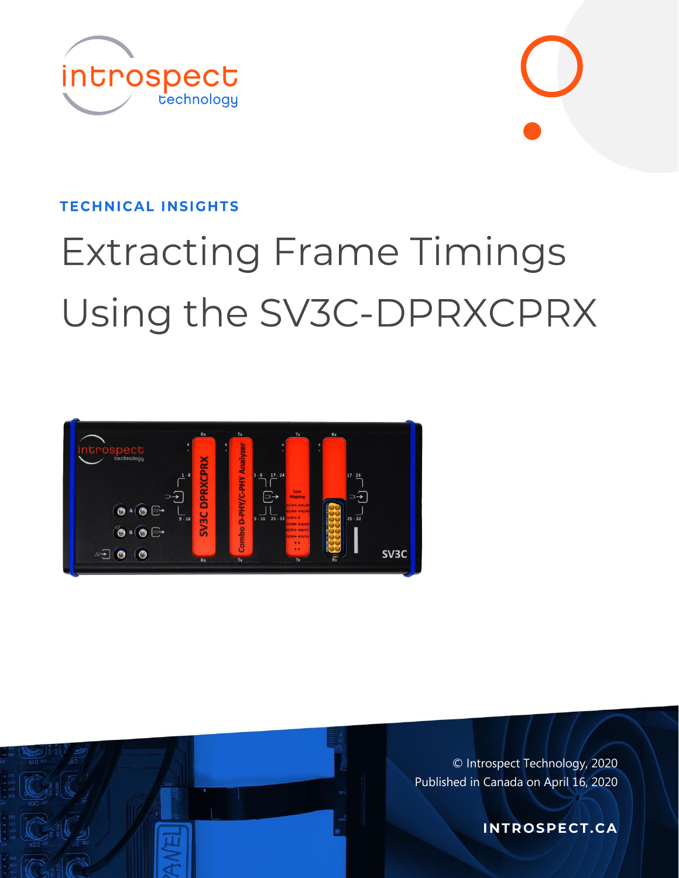TECHNICAL INSIGHTS

# Extracting Frame Timings Using the SV3C-DPRXCPRX

© Introspect Technology, 2020
Published in Canada on April 16, 2020

INTROSPECT.CA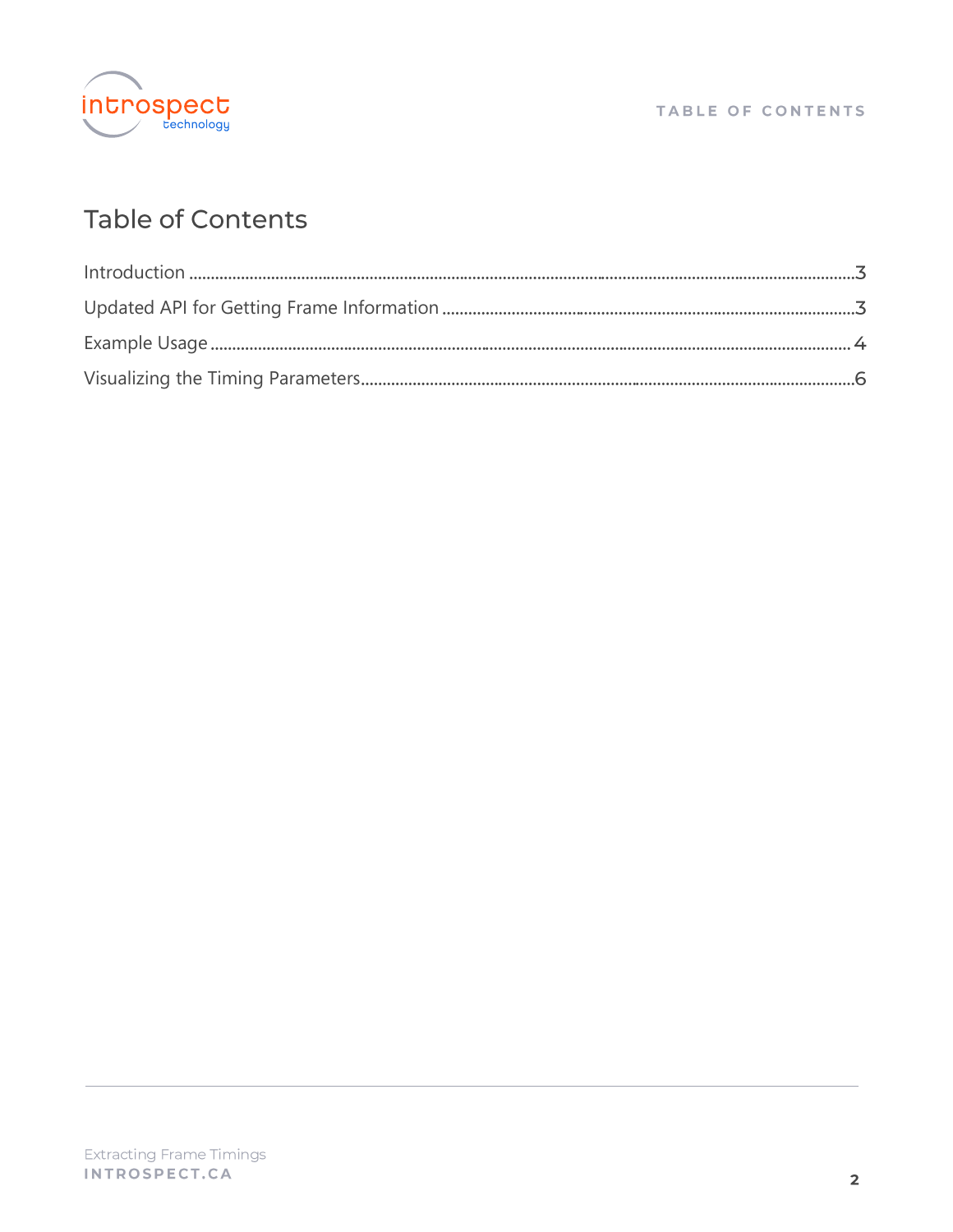# Table of Contents

Introduction ........................................................................................................................3

Updated API for Getting Frame Information ..................................................................3

Example Usage ....................................................................................................................4

Visualizing the Timing Parameters....................................................................................6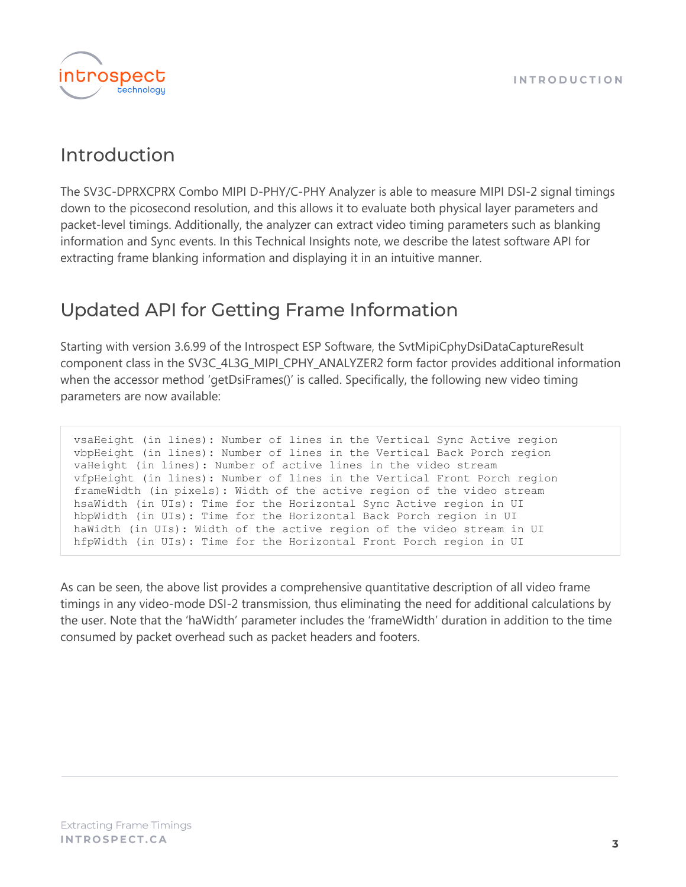# Introduction

The SV3C-DPRXCPRX Combo MIPI D-PHY/C-PHY Analyzer is able to measure MIPI DSI-2 signal timings down to the picosecond resolution, and this allows it to evaluate both physical layer parameters and packet-level timings. Additionally, the analyzer can extract video timing parameters such as blanking information and Sync events. In this Technical Insights note, we describe the latest software API for extracting frame blanking information and displaying it in an intuitive manner.

# Updated API for Getting Frame Information

Starting with version 3.6.99 of the Introspect ESP Software, the SvtMipiCphyDsiDataCaptureResult component class in the SV3C_4L3G_MIPI_CPHY_ANALYZER2 form factor provides additional information when the accessor method 'getDsiFrames()' is called. Specifically, the following new video timing parameters are now available:

```
vsaHeight (in lines): Number of lines in the Vertical Sync Active region
vbpHeight (in lines): Number of lines in the Vertical Back Porch region
vaHeight (in lines): Number of active lines in the video stream
vfpHeight (in lines): Number of lines in the Vertical Front Porch region
frameWidth (in pixels): Width of the active region of the video stream
hsaWidth (in UIs): Time for the Horizontal Sync Active region in UI
hbpWidth (in UIs): Time for the Horizontal Back Porch region in UI
haWidth (in UIs): Width of the active region of the video stream in UI
hfpWidth (in UIs): Time for the Horizontal Front Porch region in UI
```

As can be seen, the above list provides a comprehensive quantitative description of all video frame timings in any video-mode DSI-2 transmission, thus eliminating the need for additional calculations by the user. Note that the 'haWidth' parameter includes the 'frameWidth' duration in addition to the time consumed by packet overhead such as packet headers and footers.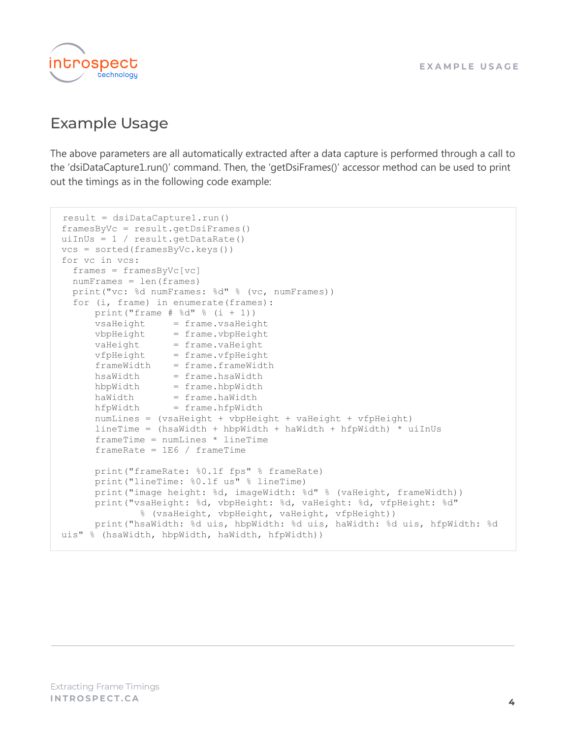# Example Usage

The above parameters are all automatically extracted after a data capture is performed through a call to the 'dsiDataCapture1.run()' command. Then, the 'getDsiFrames()' accessor method can be used to print out the timings as in the following code example:

```
result = dsiDataCapture1.run()
framesByVc = result.getDsiFrames()
uiInUs = 1 / result.getDataRate()
vcs = sorted(framesByVc.keys())
for vc in vcs:
  frames = framesByVc[vc]
  numFrames = len(frames)
  print("vc: %d numFrames: %d" % (vc, numFrames))
  for (i, frame) in enumerate(frames):
      print("frame # %d" % (i + 1))
      vsaHeight      = frame.vsaHeight
      vbpHeight      = frame.vbpHeight
      vaHeight       = frame.vaHeight
      vfpHeight      = frame.vfpHeight
      frameWidth     = frame.frameWidth
      hsaWidth       = frame.hsaWidth
      hbpWidth       = frame.hbpWidth
      haWidth        = frame.haWidth
      hfpWidth       = frame.hfpWidth
      numLines = (vsaHeight + vbpHeight + vaHeight + vfpHeight)
      lineTime = (hsaWidth + hbpWidth + haWidth + hfpWidth) * uiInUs
      frameTime = numLines * lineTime
      frameRate = 1E6 / frameTime

      print("frameRate: %0.1f fps" % frameRate)
      print("lineTime: %0.1f us" % lineTime)
      print("image height: %d, imageWidth: %d" % (vaHeight, frameWidth))
      print("vsaHeight: %d, vbpHeight: %d, vaHeight: %d, vfpHeight: %d"
              % (vsaHeight, vbpHeight, vaHeight, vfpHeight))
      print("hsaWidth: %d uis, hbpWidth: %d uis, haWidth: %d uis, hfpWidth: %d
uis" % (hsaWidth, hbpWidth, haWidth, hfpWidth))
```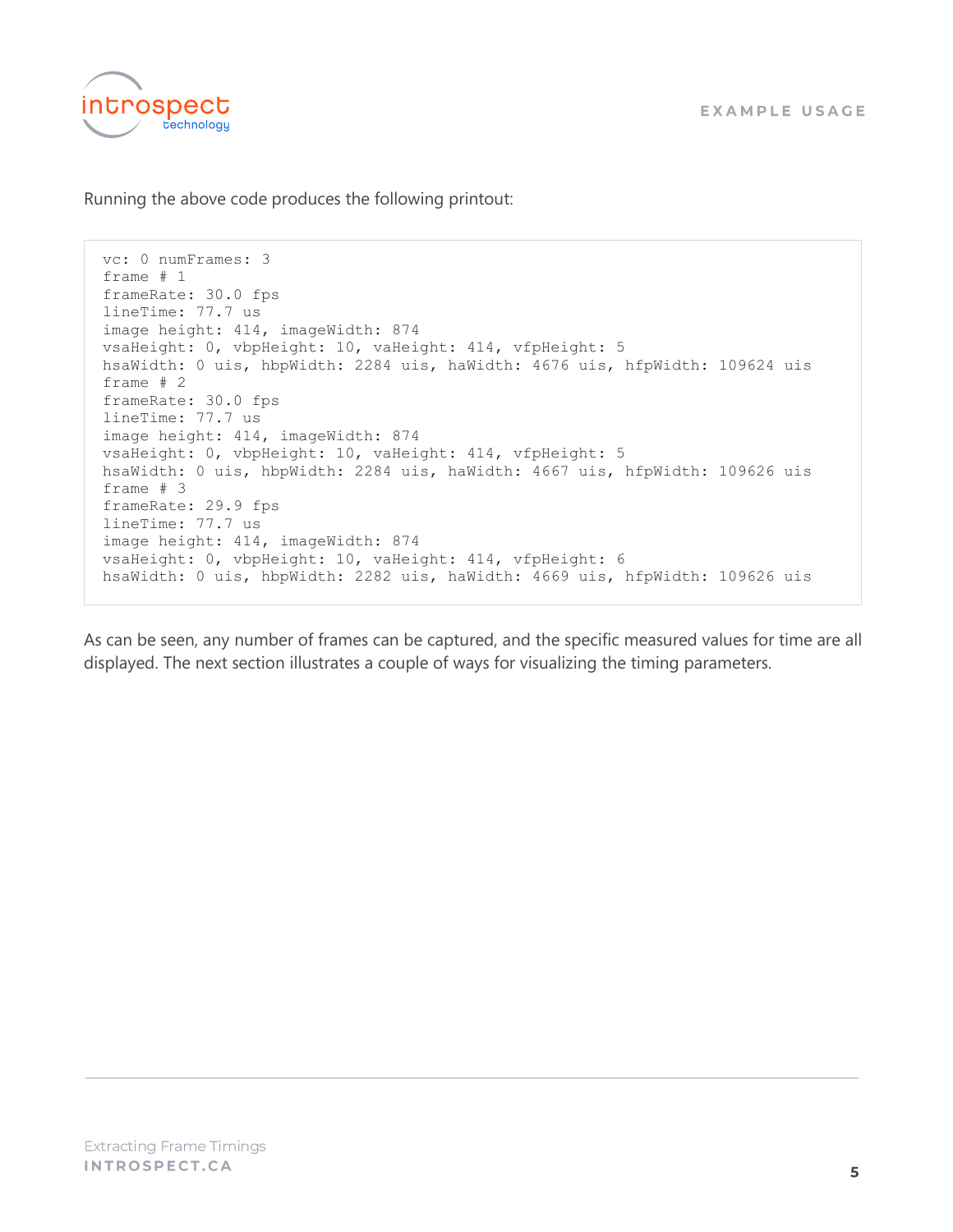Running the above code produces the following printout:

```
vc: 0 numFrames: 3
frame # 1
frameRate: 30.0 fps
lineTime: 77.7 us
image height: 414, imageWidth: 874
vsaHeight: 0, vbpHeight: 10, vaHeight: 414, vfpHeight: 5
hsaWidth: 0 uis, hbpWidth: 2284 uis, haWidth: 4676 uis, hfpWidth: 109624 uis
frame # 2
frameRate: 30.0 fps
lineTime: 77.7 us
image height: 414, imageWidth: 874
vsaHeight: 0, vbpHeight: 10, vaHeight: 414, vfpHeight: 5
hsaWidth: 0 uis, hbpWidth: 2284 uis, haWidth: 4667 uis, hfpWidth: 109626 uis
frame # 3
frameRate: 29.9 fps
lineTime: 77.7 us
image height: 414, imageWidth: 874
vsaHeight: 0, vbpHeight: 10, vaHeight: 414, vfpHeight: 6
hsaWidth: 0 uis, hbpWidth: 2282 uis, haWidth: 4669 uis, hfpWidth: 109626 uis
```

As can be seen, any number of frames can be captured, and the specific measured values for time are all displayed. The next section illustrates a couple of ways for visualizing the timing parameters.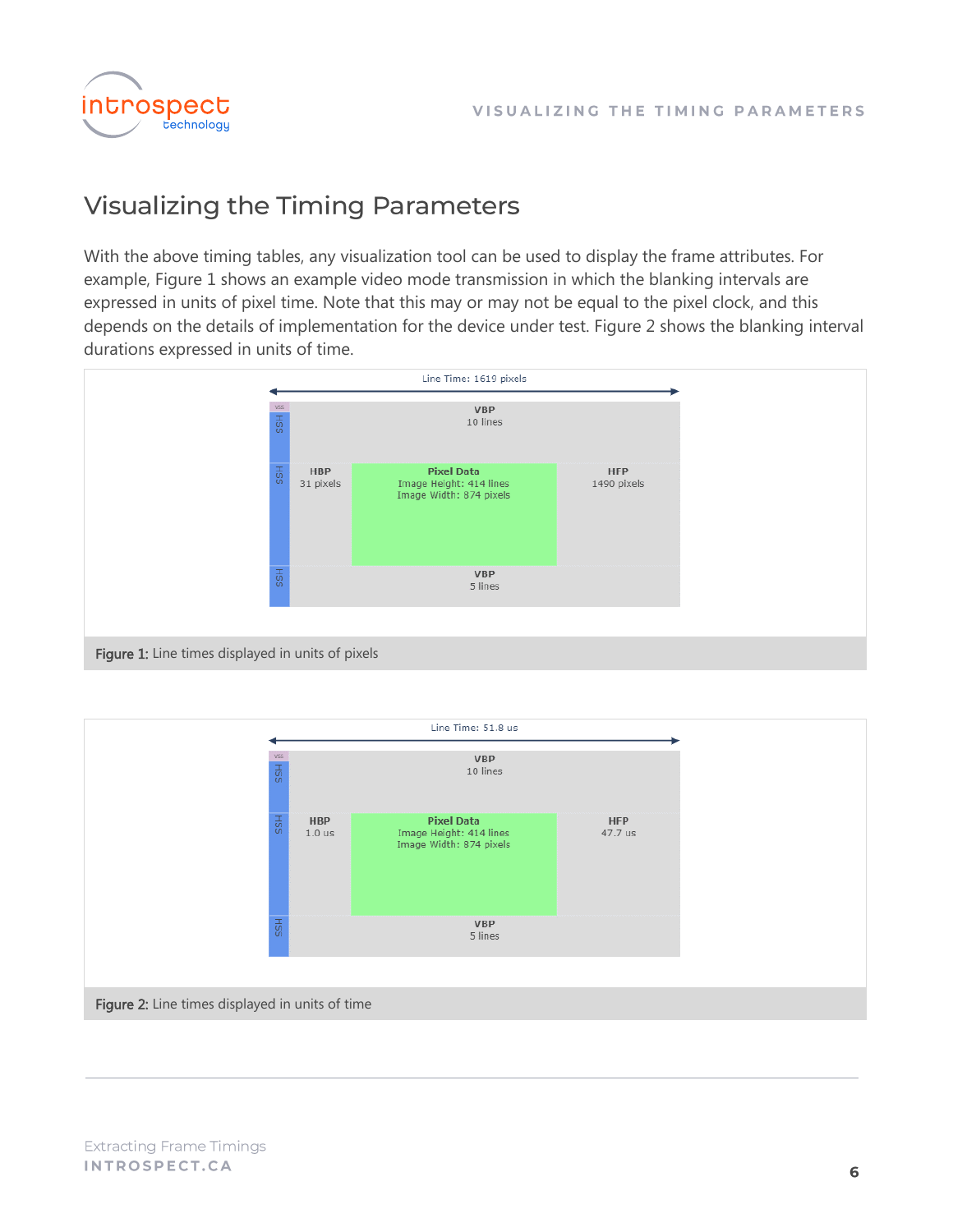# Visualizing the Timing Parameters

With the above timing tables, any visualization tool can be used to display the frame attributes. For example, Figure 1 shows an example video mode transmission in which the blanking intervals are expressed in units of pixel time. Note that this may or may not be equal to the pixel clock, and this depends on the details of implementation for the device under test. Figure 2 shows the blanking interval durations expressed in units of time.

Line Time: 1619 pixels

VSS

HSS

VBP
10 lines

HBP
31 pixels

Pixel Data
Image Height: 414 lines
Image Width: 874 pixels

HFP
1490 pixels

VBP
5 lines

**Figure 1:** Line times displayed in units of pixels

Line Time: 51.8 us

VSS

HSS

VBP
10 lines

HBP
1.0 us

Pixel Data
Image Height: 414 lines
Image Width: 874 pixels

HFP
47.7 us

VBP
5 lines

**Figure 2:** Line times displayed in units of time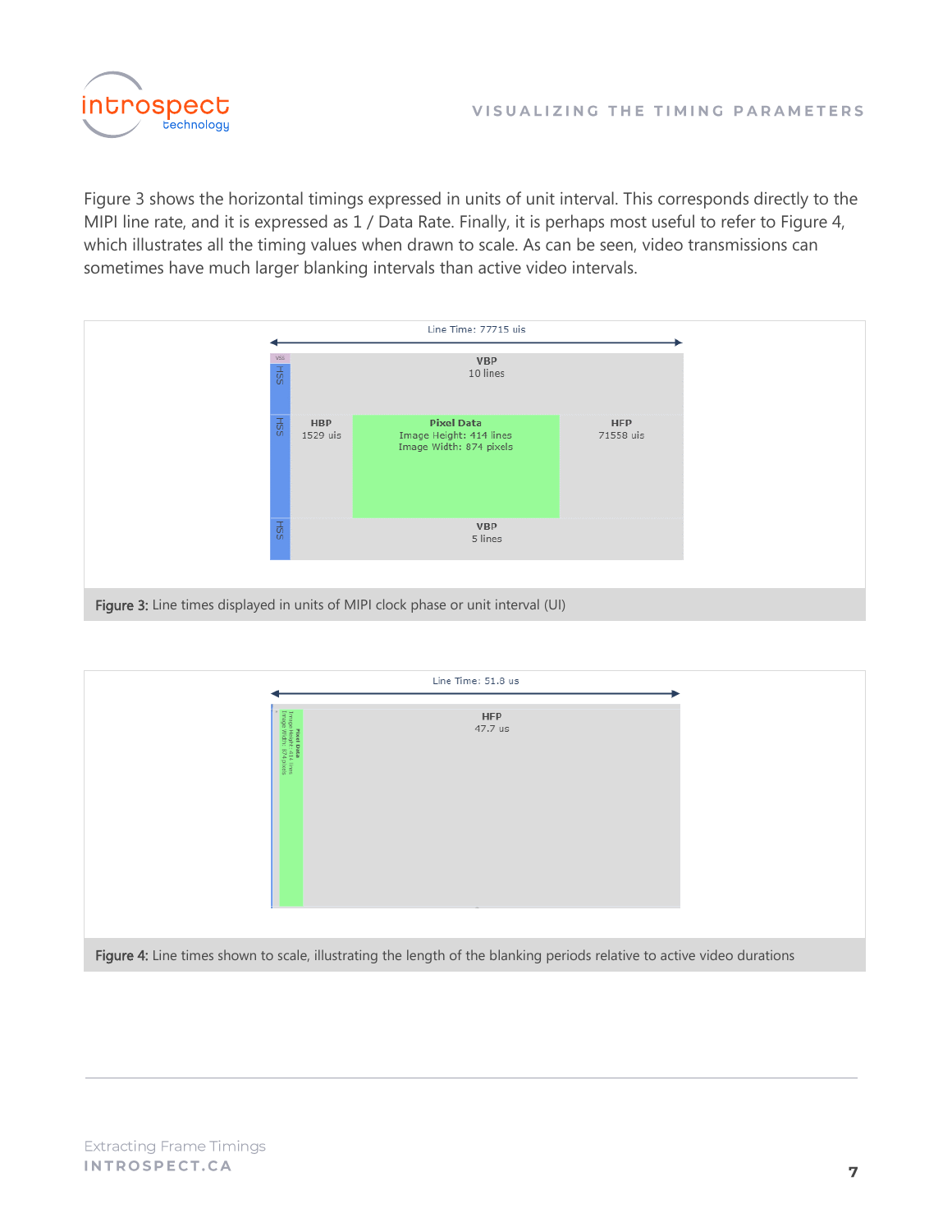Figure 3 shows the horizontal timings expressed in units of unit interval. This corresponds directly to the MIPI line rate, and it is expressed as 1 / Data Rate. Finally, it is perhaps most useful to refer to Figure 4, which illustrates all the timing values when drawn to scale. As can be seen, video transmissions can sometimes have much larger blanking intervals than active video intervals.

**Figure 3:** Line times displayed in units of MIPI clock phase or unit interval (UI)

**Figure 4:** Line times shown to scale, illustrating the length of the blanking periods relative to active video durations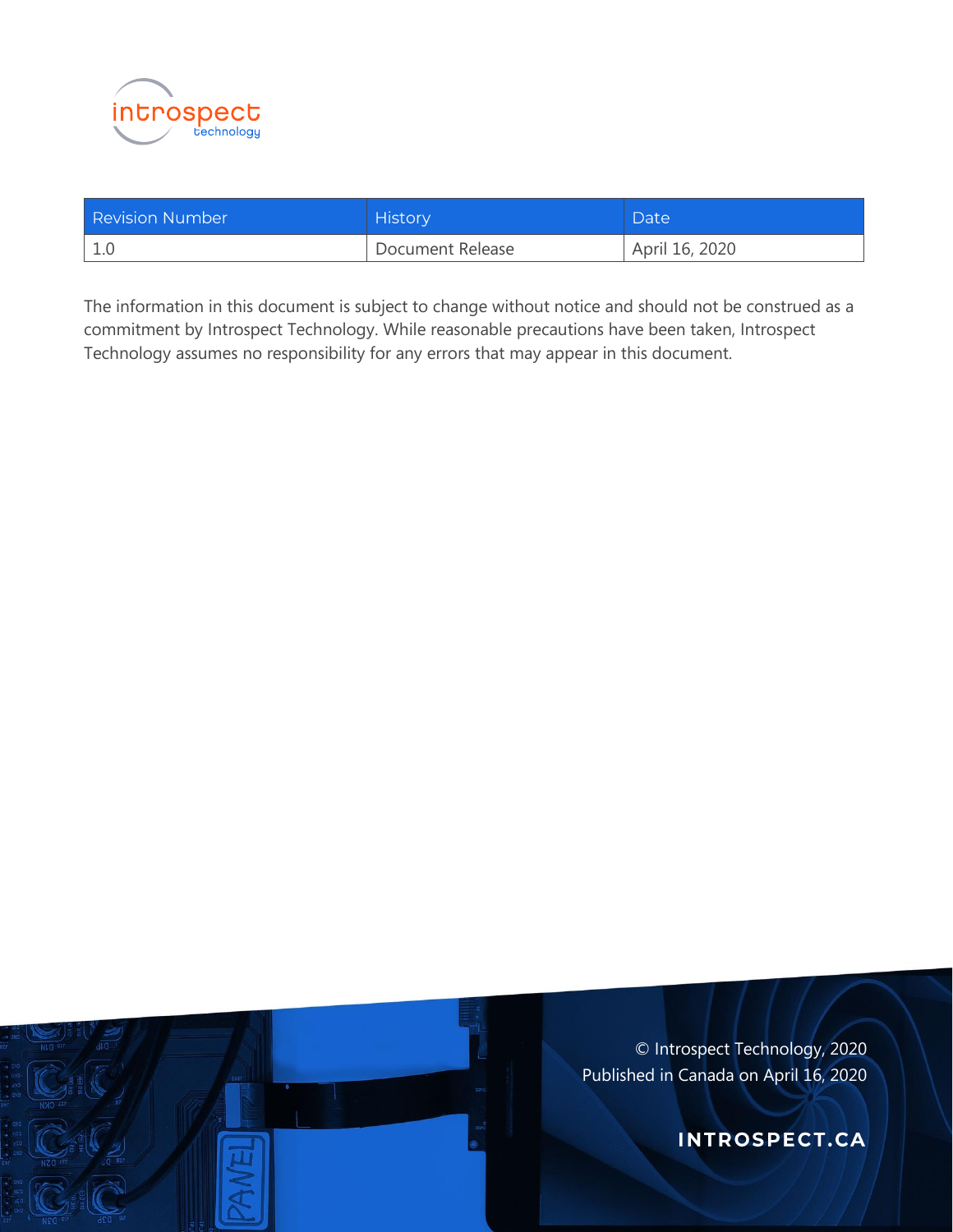| Revision Number | History | Date |
| --- | --- | --- |
| 1.0 | Document Release | April 16, 2020 |

The information in this document is subject to change without notice and should not be construed as a commitment by Introspect Technology. While reasonable precautions have been taken, Introspect Technology assumes no responsibility for any errors that may appear in this document.

© Introspect Technology, 2020
Published in Canada on April 16, 2020

**INTROSPECT.CA**